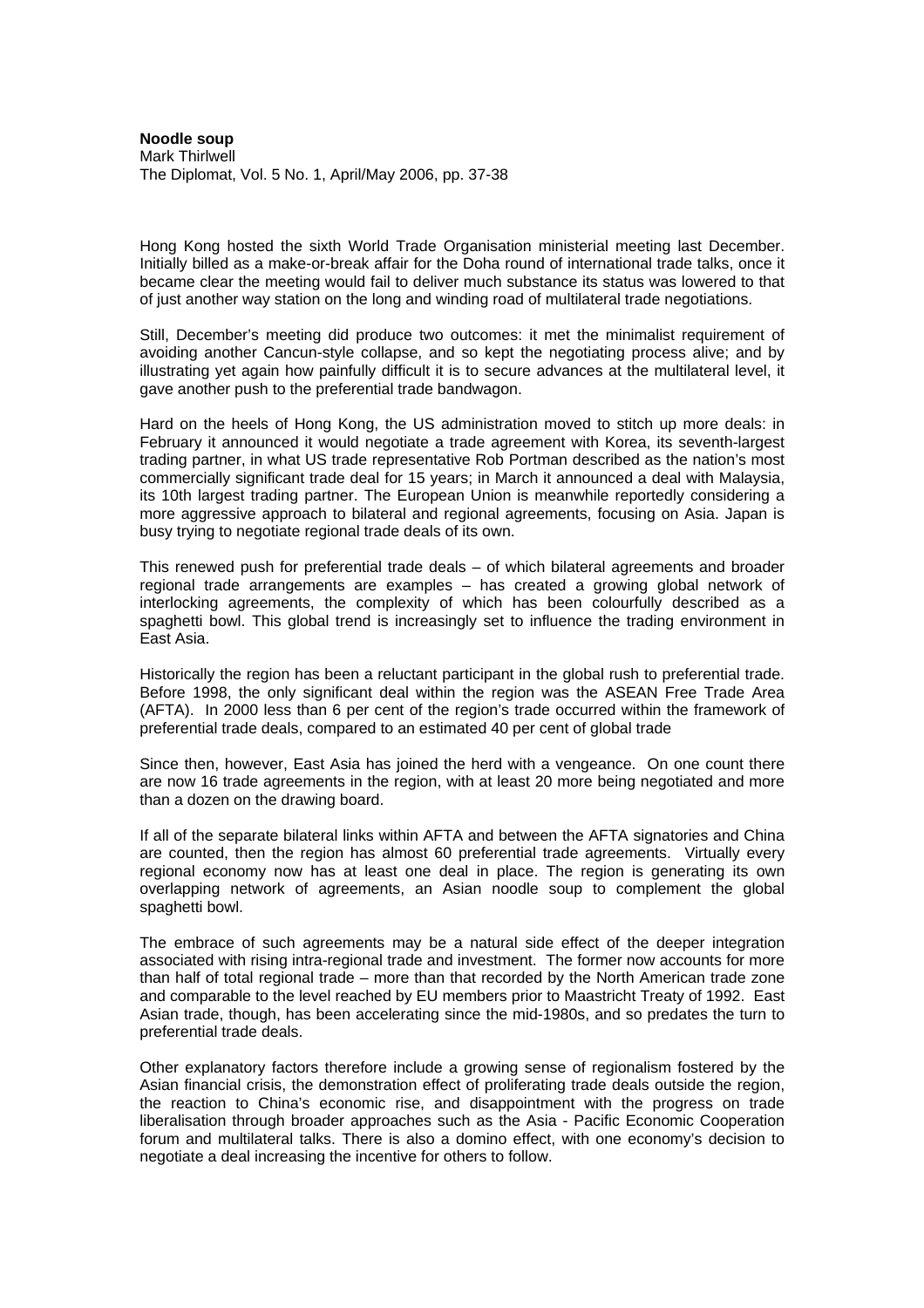**Noodle soup**
Mark Thirlwell
The Diplomat, Vol. 5 No. 1, April/May 2006, pp. 37-38

Hong Kong hosted the sixth World Trade Organisation ministerial meeting last December. Initially billed as a make-or-break affair for the Doha round of international trade talks, once it became clear the meeting would fail to deliver much substance its status was lowered to that of just another way station on the long and winding road of multilateral trade negotiations.

Still, December's meeting did produce two outcomes: it met the minimalist requirement of avoiding another Cancun-style collapse, and so kept the negotiating process alive; and by illustrating yet again how painfully difficult it is to secure advances at the multilateral level, it gave another push to the preferential trade bandwagon.

Hard on the heels of Hong Kong, the US administration moved to stitch up more deals: in February it announced it would negotiate a trade agreement with Korea, its seventh-largest trading partner, in what US trade representative Rob Portman described as the nation's most commercially significant trade deal for 15 years; in March it announced a deal with Malaysia, its 10th largest trading partner. The European Union is meanwhile reportedly considering a more aggressive approach to bilateral and regional agreements, focusing on Asia. Japan is busy trying to negotiate regional trade deals of its own.

This renewed push for preferential trade deals – of which bilateral agreements and broader regional trade arrangements are examples – has created a growing global network of interlocking agreements, the complexity of which has been colourfully described as a spaghetti bowl. This global trend is increasingly set to influence the trading environment in East Asia.

Historically the region has been a reluctant participant in the global rush to preferential trade. Before 1998, the only significant deal within the region was the ASEAN Free Trade Area (AFTA). In 2000 less than 6 per cent of the region's trade occurred within the framework of preferential trade deals, compared to an estimated 40 per cent of global trade

Since then, however, East Asia has joined the herd with a vengeance. On one count there are now 16 trade agreements in the region, with at least 20 more being negotiated and more than a dozen on the drawing board.

If all of the separate bilateral links within AFTA and between the AFTA signatories and China are counted, then the region has almost 60 preferential trade agreements. Virtually every regional economy now has at least one deal in place. The region is generating its own overlapping network of agreements, an Asian noodle soup to complement the global spaghetti bowl.

The embrace of such agreements may be a natural side effect of the deeper integration associated with rising intra-regional trade and investment. The former now accounts for more than half of total regional trade – more than that recorded by the North American trade zone and comparable to the level reached by EU members prior to Maastricht Treaty of 1992. East Asian trade, though, has been accelerating since the mid-1980s, and so predates the turn to preferential trade deals.

Other explanatory factors therefore include a growing sense of regionalism fostered by the Asian financial crisis, the demonstration effect of proliferating trade deals outside the region, the reaction to China's economic rise, and disappointment with the progress on trade liberalisation through broader approaches such as the Asia - Pacific Economic Cooperation forum and multilateral talks. There is also a domino effect, with one economy's decision to negotiate a deal increasing the incentive for others to follow.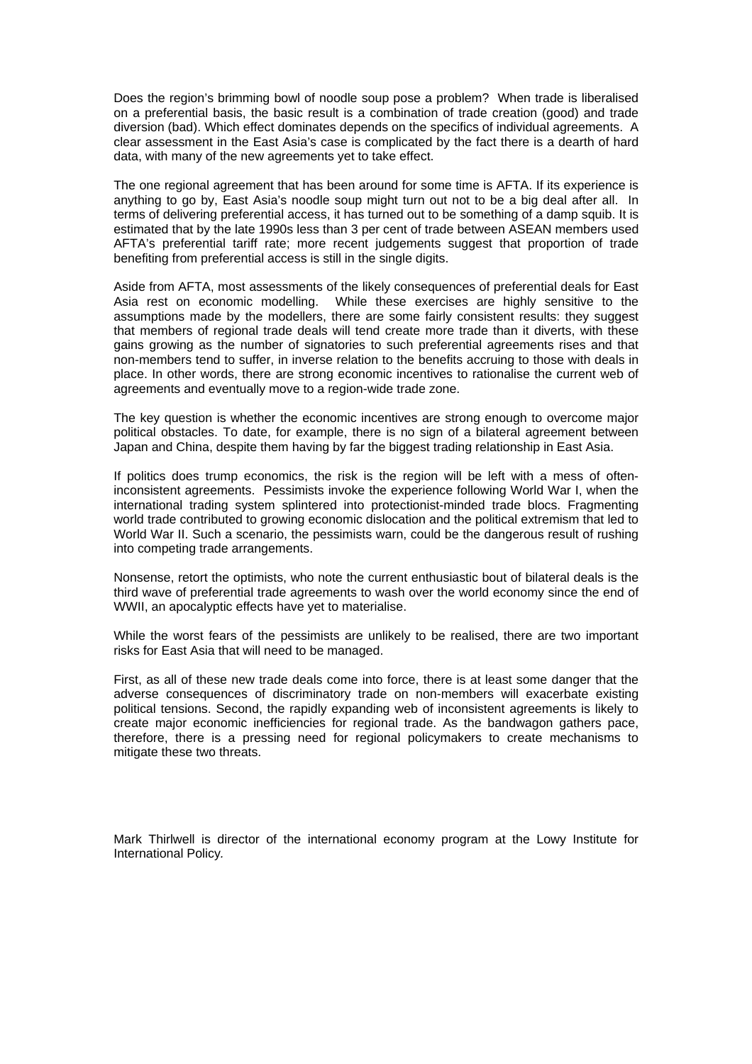Does the region's brimming bowl of noodle soup pose a problem? When trade is liberalised on a preferential basis, the basic result is a combination of trade creation (good) and trade diversion (bad). Which effect dominates depends on the specifics of individual agreements. A clear assessment in the East Asia's case is complicated by the fact there is a dearth of hard data, with many of the new agreements yet to take effect.

The one regional agreement that has been around for some time is AFTA. If its experience is anything to go by, East Asia's noodle soup might turn out not to be a big deal after all. In terms of delivering preferential access, it has turned out to be something of a damp squib. It is estimated that by the late 1990s less than 3 per cent of trade between ASEAN members used AFTA's preferential tariff rate; more recent judgements suggest that proportion of trade benefiting from preferential access is still in the single digits.

Aside from AFTA, most assessments of the likely consequences of preferential deals for East Asia rest on economic modelling. While these exercises are highly sensitive to the assumptions made by the modellers, there are some fairly consistent results: they suggest that members of regional trade deals will tend create more trade than it diverts, with these gains growing as the number of signatories to such preferential agreements rises and that non-members tend to suffer, in inverse relation to the benefits accruing to those with deals in place. In other words, there are strong economic incentives to rationalise the current web of agreements and eventually move to a region-wide trade zone.

The key question is whether the economic incentives are strong enough to overcome major political obstacles. To date, for example, there is no sign of a bilateral agreement between Japan and China, despite them having by far the biggest trading relationship in East Asia.

If politics does trump economics, the risk is the region will be left with a mess of often-inconsistent agreements. Pessimists invoke the experience following World War I, when the international trading system splintered into protectionist-minded trade blocs. Fragmenting world trade contributed to growing economic dislocation and the political extremism that led to World War II. Such a scenario, the pessimists warn, could be the dangerous result of rushing into competing trade arrangements.

Nonsense, retort the optimists, who note the current enthusiastic bout of bilateral deals is the third wave of preferential trade agreements to wash over the world economy since the end of WWII, an apocalyptic effects have yet to materialise.

While the worst fears of the pessimists are unlikely to be realised, there are two important risks for East Asia that will need to be managed.

First, as all of these new trade deals come into force, there is at least some danger that the adverse consequences of discriminatory trade on non-members will exacerbate existing political tensions. Second, the rapidly expanding web of inconsistent agreements is likely to create major economic inefficiencies for regional trade. As the bandwagon gathers pace, therefore, there is a pressing need for regional policymakers to create mechanisms to mitigate these two threats.

Mark Thirlwell is director of the international economy program at the Lowy Institute for International Policy.